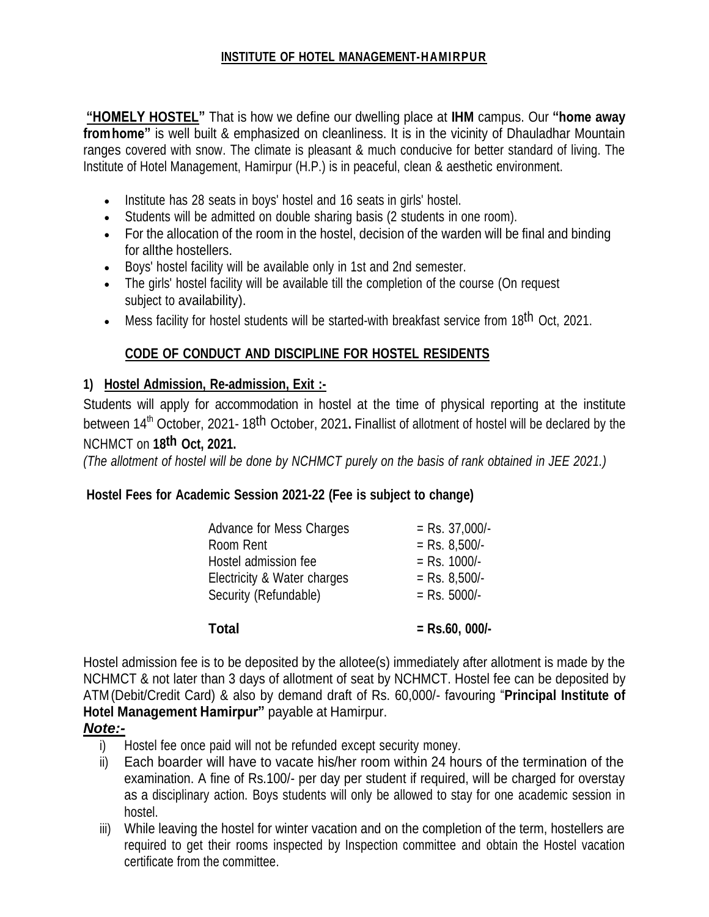**INSTITUTE OF HOTEL MANAGEMENT-HAMIRPUR**

**"HOMELY HOSTEL"** That is how we define our dwelling place at **IHM** campus. Our **"home away fromhome"** is well built & emphasized on cleanliness. It is in the vicinity of Dhauladhar Mountain ranges covered with snow. The climate is pleasant & much conducive for better standard of living. The Institute of Hotel Management, Hamirpur (H.P.) is in peaceful, clean & aesthetic environment.

- Institute has 28 seats in boys' hostel and 16 seats in girls' hostel.
- Students will be admitted on double sharing basis (2 students in one room).
- For the allocation of the room in the hostel, decision of the warden will be final and binding for allthe hostellers.
- Boys' hostel facility will be available only in 1st and 2nd semester.
- The girls' hostel facility will be available till the completion of the course (On request subject to availability).
- Mess facility for hostel students will be started-with breakfast service from 18th Oct, 2021.

## CODE OF CONDUCT AND DISCIPLINE FOR HOSTEL RESIDENTS

### 1) Hostel Admission, Re-admission, Exit :-

Students will apply for accommodation in hostel at the time of physical reporting at the institute between 14th October, 2021- 18th October, 2021**.** Finallist of allotment of hostel will be declared by the NCHMCT on **18th Oct, 2021.**

*(The allotment of hostel will be done by NCHMCT purely on the basis of rank obtained in JEE 2021.)*

**Hostel Fees for Academic Session 2021-22 (Fee is subject to change)**

| | |
|---|---|
| Advance for Mess Charges | = Rs. 37,000/- |
| Room Rent | = Rs. 8,500/- |
| Hostel admission fee | = Rs. 1000/- |
| Electricity & Water charges | = Rs. 8,500/- |
| Security (Refundable) | = Rs. 5000/- |
| **Total** | **= Rs.60, 000/-** |

Hostel admission fee is to be deposited by the allotee(s) immediately after allotment is made by the NCHMCT & not later than 3 days of allotment of seat by NCHMCT. Hostel fee can be deposited by ATM(Debit/Credit Card) & also by demand draft of Rs. 60,000/- favouring "**Principal Institute of Hotel Management Hamirpur"** payable at Hamirpur.

***Note:-***

i) Hostel fee once paid will not be refunded except security money.

ii) Each boarder will have to vacate his/her room within 24 hours of the termination of the examination. A fine of Rs.100/- per day per student if required, will be charged for overstay as a disciplinary action. Boys students will only be allowed to stay for one academic session in hostel.

iii) While leaving the hostel for winter vacation and on the completion of the term, hostellers are required to get their rooms inspected by Inspection committee and obtain the Hostel vacation certificate from the committee.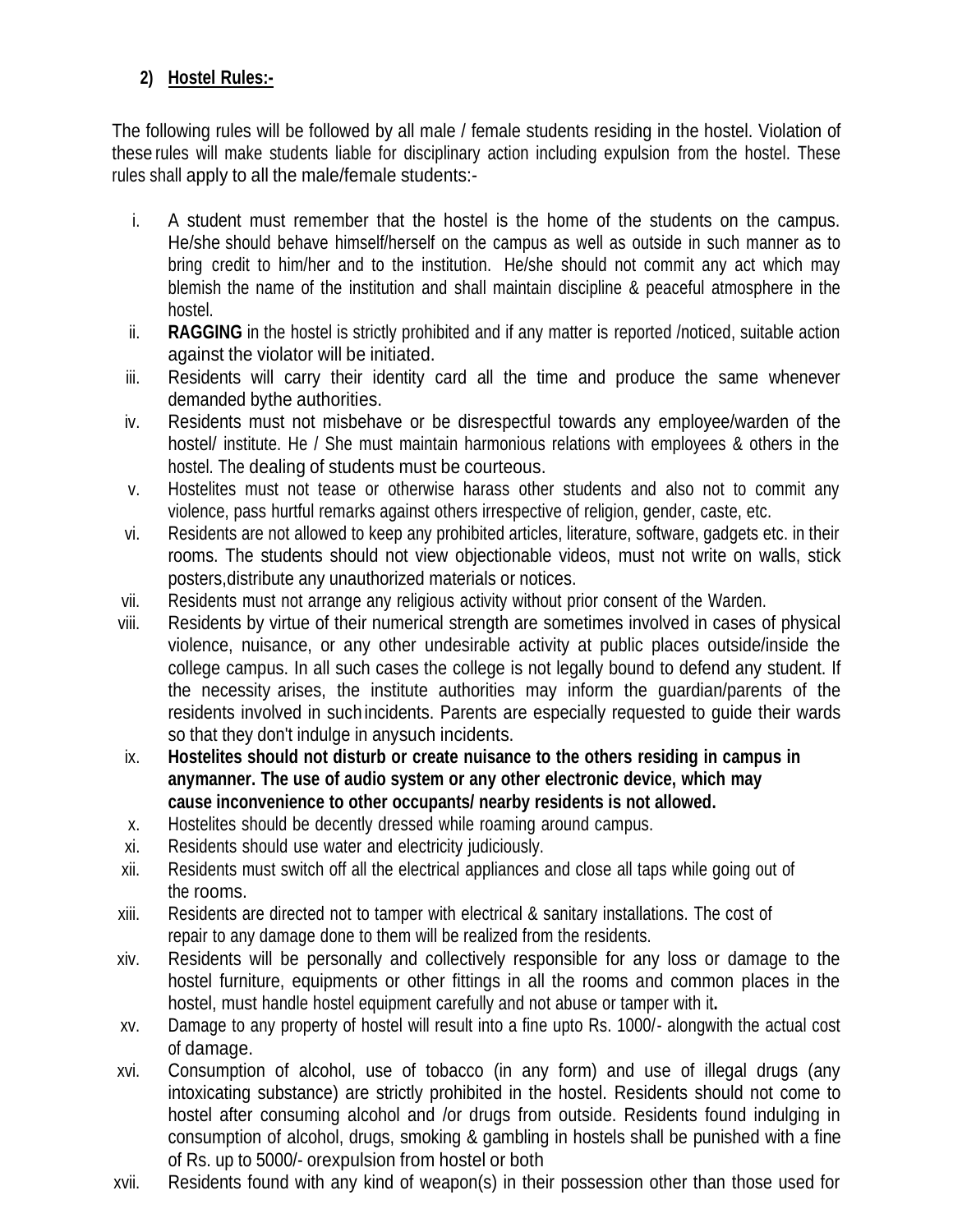**2) Hostel Rules:-**

The following rules will be followed by all male / female students residing in the hostel. Violation of these rules will make students liable for disciplinary action including expulsion from the hostel. These rules shall apply to all the male/female students:-

i. A student must remember that the hostel is the home of the students on the campus. He/she should behave himself/herself on the campus as well as outside in such manner as to bring credit to him/her and to the institution. He/she should not commit any act which may blemish the name of the institution and shall maintain discipline & peaceful atmosphere in the hostel.

ii. **RAGGING** in the hostel is strictly prohibited and if any matter is reported /noticed, suitable action against the violator will be initiated.

iii. Residents will carry their identity card all the time and produce the same whenever demanded bythe authorities.

iv. Residents must not misbehave or be disrespectful towards any employee/warden of the hostel/ institute. He / She must maintain harmonious relations with employees & others in the hostel. The dealing of students must be courteous.

v. Hostelites must not tease or otherwise harass other students and also not to commit any violence, pass hurtful remarks against others irrespective of religion, gender, caste, etc.

vi. Residents are not allowed to keep any prohibited articles, literature, software, gadgets etc. in their rooms. The students should not view objectionable videos, must not write on walls, stick posters,distribute any unauthorized materials or notices.

vii. Residents must not arrange any religious activity without prior consent of the Warden.

viii. Residents by virtue of their numerical strength are sometimes involved in cases of physical violence, nuisance, or any other undesirable activity at public places outside/inside the college campus. In all such cases the college is not legally bound to defend any student. If the necessity arises, the institute authorities may inform the guardian/parents of the residents involved in suchincidents. Parents are especially requested to guide their wards so that they don't indulge in anysuch incidents.

ix. **Hostelites should not disturb or create nuisance to the others residing in campus in anymanner. The use of audio system or any other electronic device, which may cause inconvenience to other occupants/ nearby residents is not allowed.**

x. Hostelites should be decently dressed while roaming around campus.

xi. Residents should use water and electricity judiciously.

xii. Residents must switch off all the electrical appliances and close all taps while going out of the rooms.

xiii. Residents are directed not to tamper with electrical & sanitary installations. The cost of repair to any damage done to them will be realized from the residents.

xiv. Residents will be personally and collectively responsible for any loss or damage to the hostel furniture, equipments or other fittings in all the rooms and common places in the hostel, must handle hostel equipment carefully and not abuse or tamper with it**.**

xv. Damage to any property of hostel will result into a fine upto Rs. 1000/- alongwith the actual cost of damage.

xvi. Consumption of alcohol, use of tobacco (in any form) and use of illegal drugs (any intoxicating substance) are strictly prohibited in the hostel. Residents should not come to hostel after consuming alcohol and /or drugs from outside. Residents found indulging in consumption of alcohol, drugs, smoking & gambling in hostels shall be punished with a fine of Rs. up to 5000/- orexpulsion from hostel or both

xvii. Residents found with any kind of weapon(s) in their possession other than those used for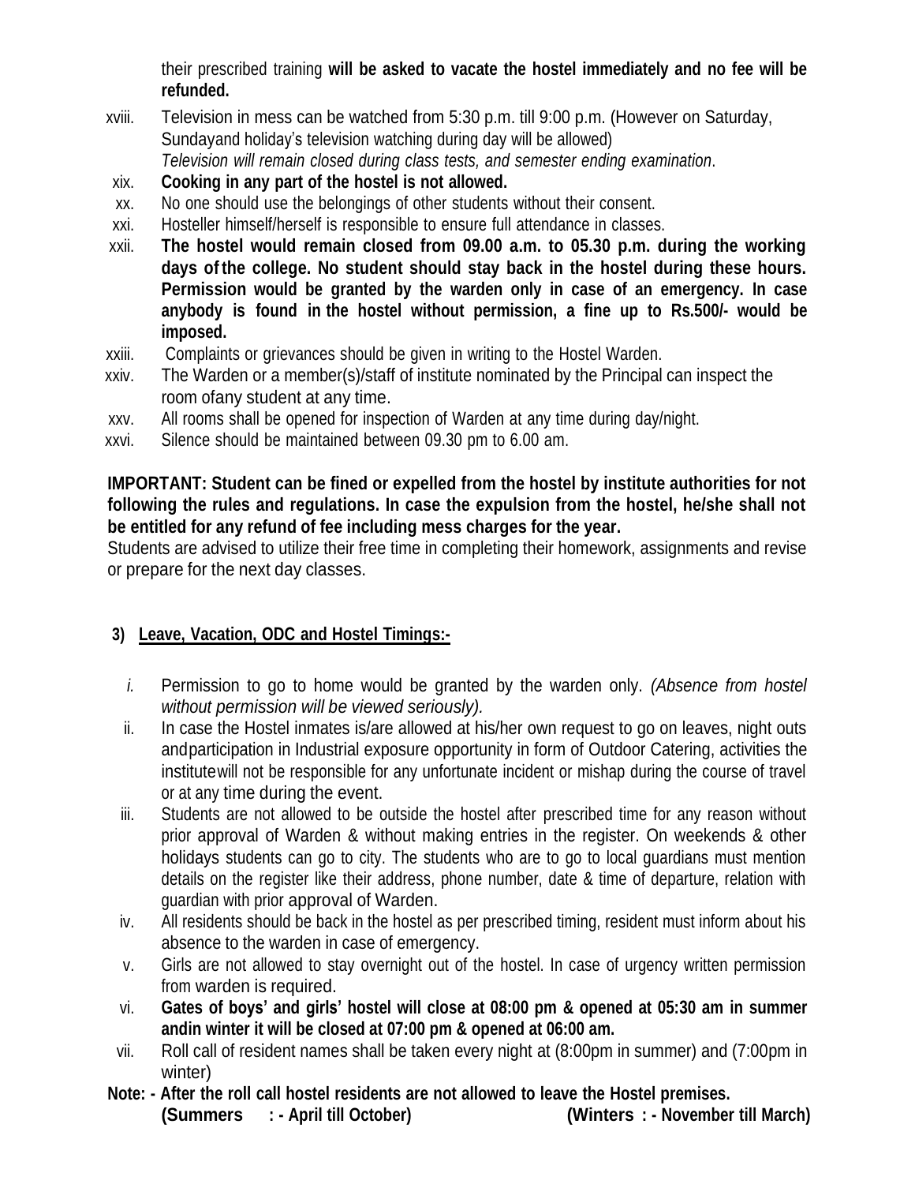their prescribed training **will be asked to vacate the hostel immediately and no fee will be refunded.**

xviii. Television in mess can be watched from 5:30 p.m. till 9:00 p.m. (However on Saturday, Sundayand holiday's television watching during day will be allowed)
*Television will remain closed during class tests, and semester ending examination*.

xix. **Cooking in any part of the hostel is not allowed.**

xx. No one should use the belongings of other students without their consent.

xxi. Hosteller himself/herself is responsible to ensure full attendance in classes.

xxii. **The hostel would remain closed from 09.00 a.m. to 05.30 p.m. during the working days of the college. No student should stay back in the hostel during these hours. Permission would be granted by the warden only in case of an emergency. In case anybody is found in the hostel without permission, a fine up to Rs.500/- would be imposed.**

xxiii. Complaints or grievances should be given in writing to the Hostel Warden.

xxiv. The Warden or a member(s)/staff of institute nominated by the Principal can inspect the room ofany student at any time.

xxv. All rooms shall be opened for inspection of Warden at any time during day/night.

xxvi. Silence should be maintained between 09.30 pm to 6.00 am.

**IMPORTANT: Student can be fined or expelled from the hostel by institute authorities for not following the rules and regulations. In case the expulsion from the hostel, he/she shall not be entitled for any refund of fee including mess charges for the year.**

Students are advised to utilize their free time in completing their homework, assignments and revise or prepare for the next day classes.

## 3) Leave, Vacation, ODC and Hostel Timings:-

i. Permission to go to home would be granted by the warden only. *(Absence from hostel without permission will be viewed seriously).*

ii. In case the Hostel inmates is/are allowed at his/her own request to go on leaves, night outs andparticipation in Industrial exposure opportunity in form of Outdoor Catering, activities the institutewill not be responsible for any unfortunate incident or mishap during the course of travel or at any time during the event.

iii. Students are not allowed to be outside the hostel after prescribed time for any reason without prior approval of Warden & without making entries in the register. On weekends & other holidays students can go to city. The students who are to go to local guardians must mention details on the register like their address, phone number, date & time of departure, relation with guardian with prior approval of Warden.

iv. All residents should be back in the hostel as per prescribed timing, resident must inform about his absence to the warden in case of emergency.

v. Girls are not allowed to stay overnight out of the hostel. In case of urgency written permission from warden is required.

vi. **Gates of boys' and girls' hostel will close at 08:00 pm & opened at 05:30 am in summer andin winter it will be closed at 07:00 pm & opened at 06:00 am.**

vii. Roll call of resident names shall be taken every night at (8:00pm in summer) and (7:00pm in winter)

**Note: - After the roll call hostel residents are not allowed to leave the Hostel premises.**
**(Summers : - April till October) (Winters : - November till March)**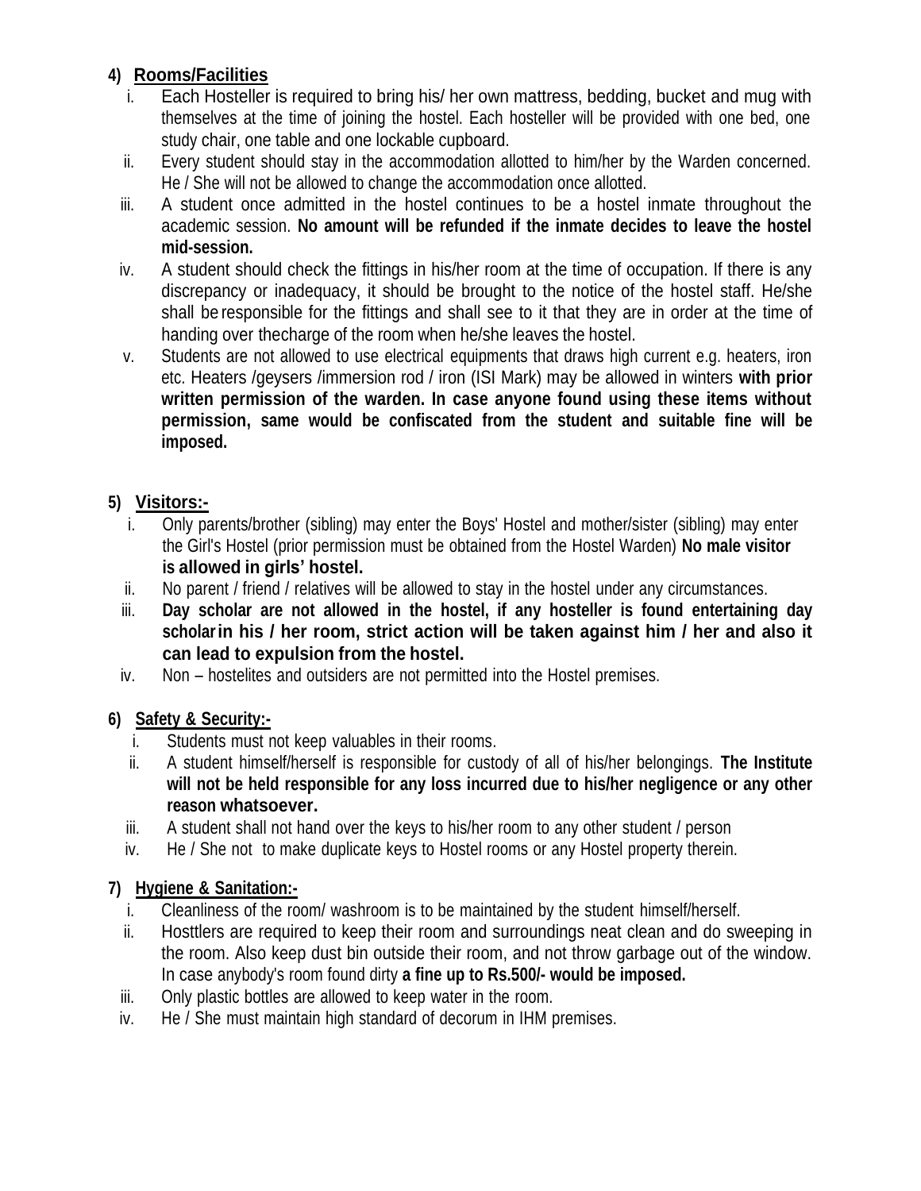4) **Rooms/Facilities**

i. Each Hosteller is required to bring his/ her own mattress, bedding, bucket and mug with themselves at the time of joining the hostel. Each hosteller will be provided with one bed, one study chair, one table and one lockable cupboard.

ii. Every student should stay in the accommodation allotted to him/her by the Warden concerned. He / She will not be allowed to change the accommodation once allotted.

iii. A student once admitted in the hostel continues to be a hostel inmate throughout the academic session. **No amount will be refunded if the inmate decides to leave the hostel mid-session.**

iv. A student should check the fittings in his/her room at the time of occupation. If there is any discrepancy or inadequacy, it should be brought to the notice of the hostel staff. He/she shall be responsible for the fittings and shall see to it that they are in order at the time of handing over thecharge of the room when he/she leaves the hostel.

v. Students are not allowed to use electrical equipments that draws high current e.g. heaters, iron etc. Heaters /geysers /immersion rod / iron (ISI Mark) may be allowed in winters **with prior written permission of the warden. In case anyone found using these items without permission, same would be confiscated from the student and suitable fine will be imposed.**

5) **Visitors:-**

i. Only parents/brother (sibling) may enter the Boys' Hostel and mother/sister (sibling) may enter the Girl's Hostel (prior permission must be obtained from the Hostel Warden) **No male visitor is allowed in girls' hostel.**

ii. No parent / friend / relatives will be allowed to stay in the hostel under any circumstances.

iii. **Day scholar are not allowed in the hostel, if any hosteller is found entertaining day scholar in his / her room, strict action will be taken against him / her and also it can lead to expulsion from the hostel.**

iv. Non – hostelites and outsiders are not permitted into the Hostel premises.

6) **Safety & Security:-**

i. Students must not keep valuables in their rooms.

ii. A student himself/herself is responsible for custody of all of his/her belongings. **The Institute will not be held responsible for any loss incurred due to his/her negligence or any other reason whatsoever.**

iii. A student shall not hand over the keys to his/her room to any other student / person

iv. He / She not to make duplicate keys to Hostel rooms or any Hostel property therein.

7) **Hygiene & Sanitation:-**

i. Cleanliness of the room/ washroom is to be maintained by the student himself/herself.

ii. Hosttlers are required to keep their room and surroundings neat clean and do sweeping in the room. Also keep dust bin outside their room, and not throw garbage out of the window. In case anybody's room found dirty **a fine up to Rs.500/- would be imposed.**

iii. Only plastic bottles are allowed to keep water in the room.

iv. He / She must maintain high standard of decorum in IHM premises.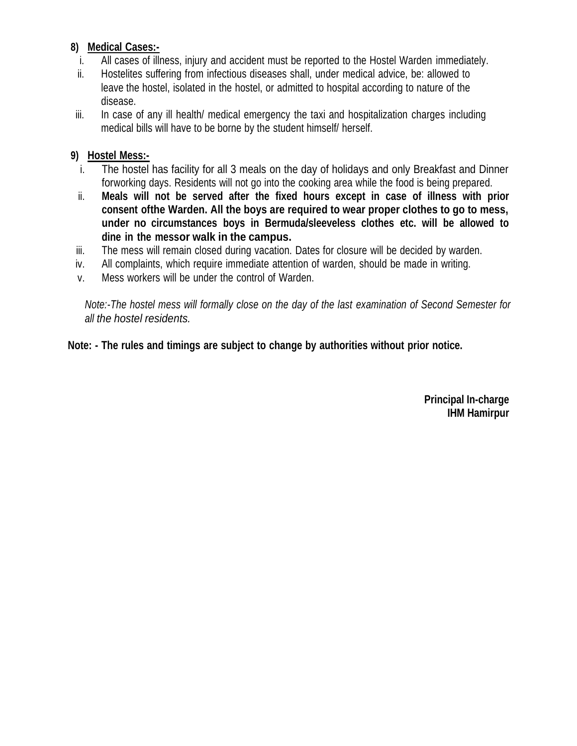**8) Medical Cases:-**

i. All cases of illness, injury and accident must be reported to the Hostel Warden immediately.
ii. Hostelites suffering from infectious diseases shall, under medical advice, be: allowed to leave the hostel, isolated in the hostel, or admitted to hospital according to nature of the disease.
iii. In case of any ill health/ medical emergency the taxi and hospitalization charges including medical bills will have to be borne by the student himself/ herself.

**9) Hostel Mess:-**

i. The hostel has facility for all 3 meals on the day of holidays and only Breakfast and Dinner forworking days. Residents will not go into the cooking area while the food is being prepared.
ii. **Meals will not be served after the fixed hours except in case of illness with prior consent ofthe Warden. All the boys are required to wear proper clothes to go to mess, under no circumstances boys in Bermuda/sleeveless clothes etc. will be allowed to dine in the messor walk in the campus.**
iii. The mess will remain closed during vacation. Dates for closure will be decided by warden.
iv. All complaints, which require immediate attention of warden, should be made in writing.
v. Mess workers will be under the control of Warden.

*Note:-The hostel mess will formally close on the day of the last examination of Second Semester for all the hostel residents.*

**Note: - The rules and timings are subject to change by authorities without prior notice.**

**Principal In-charge**
**IHM Hamirpur**